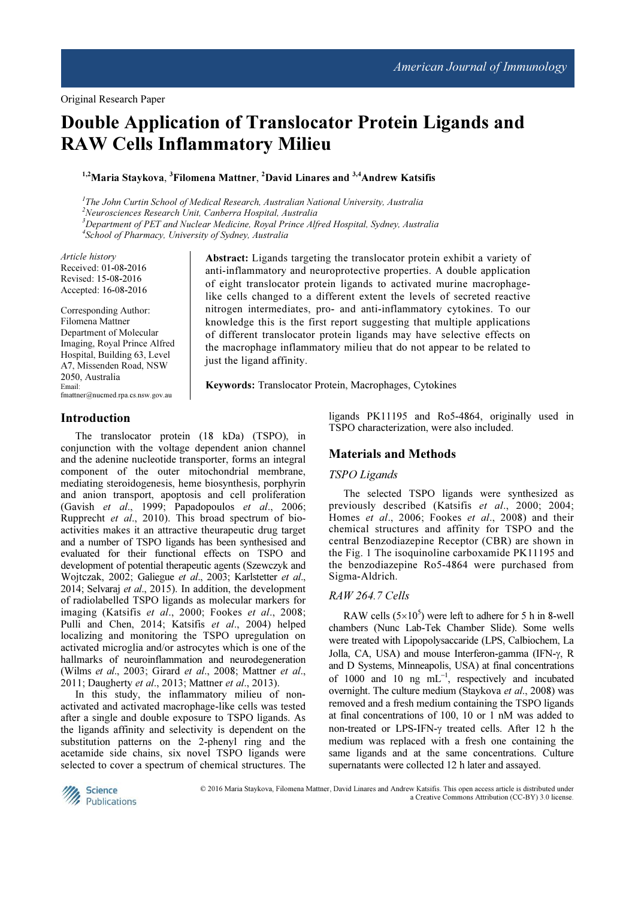Original Research Paper

# Double Application of Translocator Protein Ligands and RAW Cells Inflammatory Milieu

[1,2]**Maria Staykova**, [3]**Filomena Mattner**, [2]**David Linares and** [3,4]**Andrew Katsifis**

[1]The John Curtin School of Medical Research, Australian National University, Australia
[2]Neurosciences Research Unit, Canberra Hospital, Australia
[3]Department of PET and Nuclear Medicine, Royal Prince Alfred Hospital, Sydney, Australia
[4]School of Pharmacy, University of Sydney, Australia

*Article history*
Received: 01-08-2016
Revised: 15-08-2016
Accepted: 16-08-2016

Corresponding Author:
Filomena Mattner
Department of Molecular Imaging, Royal Prince Alfred Hospital, Building 63, Level A7, Missenden Road, NSW 2050, Australia
Email: fmattner@nucmed.rpa.cs.nsw.gov.au

**Abstract:** Ligands targeting the translocator protein exhibit a variety of anti-inflammatory and neuroprotective properties. A double application of eight translocator protein ligands to activated murine macrophage-like cells changed to a different extent the levels of secreted reactive nitrogen intermediates, pro- and anti-inflammatory cytokines. To our knowledge this is the first report suggesting that multiple applications of different translocator protein ligands may have selective effects on the macrophage inflammatory milieu that do not appear to be related to just the ligand affinity.

**Keywords:** Translocator Protein, Macrophages, Cytokines

## Introduction

The translocator protein (18 kDa) (TSPO), in conjunction with the voltage dependent anion channel and the adenine nucleotide transporter, forms an integral component of the outer mitochondrial membrane, mediating steroidogenesis, heme biosynthesis, porphyrin and anion transport, apoptosis and cell proliferation (Gavish *et al*., 1999; Papadopoulos *et al*., 2006; Rupprecht *et al*., 2010). This broad spectrum of bio-activities makes it an attractive theurapeutic drug target and a number of TSPO ligands has been synthesised and evaluated for their functional effects on TSPO and development of potential therapeutic agents (Szewczyk and Wojtczak, 2002; Galiegue *et al*., 2003; Karlstetter *et al*., 2014; Selvaraj *et al*., 2015). In addition, the development of radiolabelled TSPO ligands as molecular markers for imaging (Katsifis *et al*., 2000; Fookes *et al*., 2008; Pulli and Chen, 2014; Katsifis *et al*., 2004) helped localizing and monitoring the TSPO upregulation on activated microglia and/or astrocytes which is one of the hallmarks of neuroinflammation and neurodegeneration (Wilms *et al*., 2003; Girard *et al*., 2008; Mattner *et al*., 2011; Daugherty *et al*., 2013; Mattner *et al*., 2013).

In this study, the inflammatory milieu of non-activated and activated macrophage-like cells was tested after a single and double exposure to TSPO ligands. As the ligands affinity and selectivity is dependent on the substitution patterns on the 2-phenyl ring and the acetamide side chains, six novel TSPO ligands were selected to cover a spectrum of chemical structures. The ligands PK11195 and Ro5-4864, originally used in TSPO characterization, were also included.

## Materials and Methods

### TSPO Ligands

The selected TSPO ligands were synthesized as previously described (Katsifis *et al*., 2000; 2004; Homes *et al*., 2006; Fookes *et al*., 2008) and their chemical structures and affinity for TSPO and the central Benzodiazepine Receptor (CBR) are shown in the Fig. 1 The isoquinoline carboxamide PK11195 and the benzodiazepine Ro5-4864 were purchased from Sigma-Aldrich.

### RAW 264.7 Cells

RAW cells ($5\times10^5$) were left to adhere for 5 h in 8-well chambers (Nunc Lab-Tek Chamber Slide). Some wells were treated with Lipopolysaccharide (LPS, Calbiochem, La Jolla, CA, USA) and mouse Interferon-gamma (IFN-γ, R and D Systems, Minneapolis, USA) at final concentrations of 1000 and 10 ng $mL^{-1}$, respectively and incubated overnight. The culture medium (Staykova *et al*., 2008) was removed and a fresh medium containing the TSPO ligands at final concentrations of 100, 10 or 1 nM was added to non-treated or LPS-IFN-γ treated cells. After 12 h the medium was replaced with a fresh one containing the same ligands and at the same concentrations. Culture supernatants were collected 12 h later and assayed.

© 2016 Maria Staykova, Filomena Mattner, David Linares and Andrew Katsifis. This open access article is distributed under a Creative Commons Attribution (CC-BY) 3.0 license.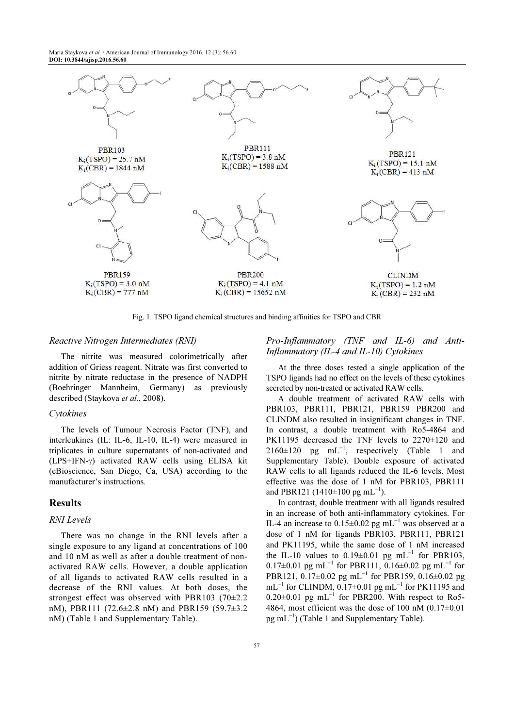PBR103
$K_i$(TSPO) = 25.7 nM
$K_i$(CBR) = 1844 nM

PBR111
$K_i$(TSPO) = 3.8 nM
$K_i$(CBR) = 1588 nM

PBR121
$K_i$(TSPO) = 15.1 nM
$K_i$(CBR) = 413 nM

PBR159
$K_i$(TSPO) = 3.0 nM
$K_i$(CBR) = 777 nM

PBR200
$K_i$(TSPO) = 4.1 nM
$K_i$(CBR) = 15652 nM

CLINDM
$K_i$(TSPO) = 1.2 nM
$K_i$(CBR) = 232 nM

Fig. 1. TSPO ligand chemical structures and binding affinities for TSPO and CBR

### *Reactive Nitrogen Intermediates (RNI)*

The nitrite was measured colorimetrically after addition of Griess reagent. Nitrate was first converted to nitrite by nitrate reductase in the presence of NADPH (Boehringer Mannheim, Germany) as previously described (Staykova *et al*., 2008).

### *Cytokines*

The levels of Tumour Necrosis Factor (TNF), and interleukines (IL: IL-6, IL-10, IL-4) were measured in triplicates in culture supernatants of non-activated and (LPS+IFN-γ) activated RAW cells using ELISA kit (eBioscience, San Diego, Ca, USA) according to the manufacturer's instructions.

## Results

### *RNI Levels*

There was no change in the RNI levels after a single exposure to any ligand at concentrations of 100 and 10 nM as well as after a double treatment of non-activated RAW cells. However, a double application of all ligands to activated RAW cells resulted in a decrease of the RNI values. At both doses, the strongest effect was observed with PBR103 (70±2.2 nM), PBR111 (72.6±2.8 nM) and PBR159 (59.7±3.2 nM) (Table 1 and Supplementary Table).

### *Pro-Inflammatory (TNF and IL-6) and Anti-Inflammatory (IL-4 and IL-10) Cytokines*

At the three doses tested a single application of the TSPO ligands had no effect on the levels of these cytokines secreted by non-treated or activated RAW cells.

A double treatment of activated RAW cells with PBR103, PBR111, PBR121, PBR159 PBR200 and CLINDM also resulted in insignificant changes in TNF. In contrast, a double treatment with Ro5-4864 and PK11195 decreased the TNF levels to 2270±120 and 2160±120 pg $mL^{-1}$, respectively (Table 1 and Supplementary Table). Double exposure of activated RAW cells to all ligands reduced the IL-6 levels. Most effective was the dose of 1 nM for PBR103, PBR111 and PBR121 (1410±100 pg $mL^{-1}$).

In contrast, double treatment with all ligands resulted in an increase of both anti-inflammatory cytokines. For IL-4 an increase to 0.15±0.02 pg $mL^{-1}$ was observed at a dose of 1 nM for ligands PBR103, PBR111, PBR121 and PK11195, while the same dose of 1 nM increased the IL-10 values to 0.19±0.01 pg $mL^{-1}$ for PBR103, 0.17±0.01 pg $mL^{-1}$ for PBR111, 0.16±0.02 pg $mL^{-1}$ for PBR121, 0.17±0.02 pg $mL^{-1}$ for PBR159, 0.16±0.02 pg $mL^{-1}$ for CLINDM, 0.17±0.01 pg $mL^{-1}$ for PK11195 and 0.20±0.01 pg $mL^{-1}$ for PBR200. With respect to Ro5-4864, most efficient was the dose of 100 nM (0.17±0.01 pg $mL^{-1}$) (Table 1 and Supplementary Table).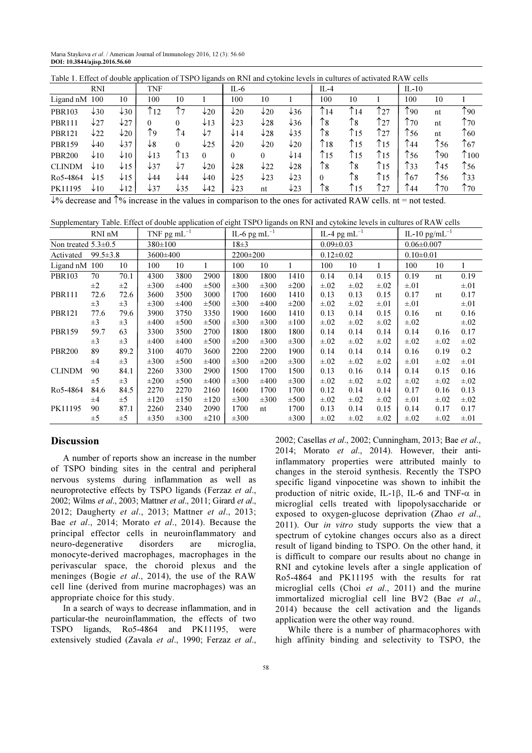Table 1. Effect of double application of TSPO ligands on RNI and cytokine levels in cultures of activated RAW cells

| | RNI | | TNF | | | IL-6 | | | IL-4 | | | IL-10 | | |
|---|---|---|---|---|---|---|---|---|---|---|---|---|---|---|
| Ligand nM | 100 | 10 | 100 | 10 | 1 | 100 | 10 | 1 | 100 | 10 | 1 | 100 | 10 | 1 |
| PBR103 | ↓30 | ↓30 | ↑12 | ↑7 | ↓20 | ↓20 | ↓20 | ↓36 | ↑14 | ↑14 | ↑27 | ↑90 | nt | ↑90 |
| PBR111 | ↓27 | ↓27 | 0 | 0 | ↓13 | ↓23 | ↓28 | ↓36 | ↑8 | ↑8 | ↑27 | ↑70 | nt | ↑70 |
| PBR121 | ↓22 | ↓20 | ↑9 | ↑4 | ↓7 | ↓14 | ↓28 | ↓35 | ↑8 | ↑15 | ↑27 | ↑56 | nt | ↑60 |
| PBR159 | ↓40 | ↓37 | ↓8 | 0 | ↓25 | ↓20 | ↓20 | ↓20 | ↑18 | ↑15 | ↑15 | ↑44 | ↑56 | ↑67 |
| PBR200 | ↓10 | ↓10 | ↓13 | ↑13 | 0 | 0 | 0 | ↓14 | ↑15 | ↑15 | ↑15 | ↑56 | ↑90 | ↑100 |
| CLINDM | ↓10 | ↓15 | ↓37 | ↓7 | ↓20 | ↓28 | ↓22 | ↓28 | ↑8 | ↑8 | ↑15 | ↑33 | ↑45 | ↑56 |
| Ro5-4864 | ↓15 | ↓15 | ↓44 | ↓44 | ↓40 | ↓25 | ↓23 | ↓23 | 0 | ↑8 | ↑15 | ↑67 | ↑56 | ↑33 |
| PK11195 | ↓10 | ↓12 | ↓37 | ↓35 | ↓42 | ↓23 | nt | ↓23 | ↑8 | ↑15 | ↑27 | ↑44 | ↑70 | ↑70 |

↓% decrease and ↑% increase in the values in comparison to the ones for activated RAW cells. nt = not tested.

Supplementary Table. Effect of double application of eight TSPO ligands on RNI and cytokine levels in cultures of RAW cells

| | RNI nM | | TNF pg mL$^{-1}$ | | | IL-6 pg mL$^{-1}$ | | | IL-4 pg mL$^{-1}$ | | | IL-10 pg/mL$^{-1}$ | | |
|---|---|---|---|---|---|---|---|---|---|---|---|---|---|---|
| Non treated | 5.3±0.5 | | 380±100 | | | 18±3 | | | 0.09±0.03 | | | 0.06±0.007 | | |
| Activated | 99.5±3.8 | | 3600±400 | | | 2200±200 | | | 0.12±0.02 | | | 0.10±0.01 | | |
| Ligand nM | 100 | 10 | 100 | 10 | 1 | 100 | 10 | 1 | 100 | 10 | 1 | 100 | 10 | 1 |
| PBR103 | 70 | 70.1 | 4300 | 3800 | 2900 | 1800 | 1800 | 1410 | 0.14 | 0.14 | 0.15 | 0.19 | nt | 0.19 |
| | ±2 | ±2 | ±300 | ±400 | ±500 | ±300 | ±300 | ±200 | ±.02 | ±.02 | ±.02 | ±.01 | | ±.01 |
| PBR111 | 72.6 | 72.6 | 3600 | 3500 | 3000 | 1700 | 1600 | 1410 | 0.13 | 0.13 | 0.15 | 0.17 | nt | 0.17 |
| | ±3 | ±3 | ±300 | ±400 | ±500 | ±300 | ±400 | ±200 | ±.02 | ±.02 | ±.01 | ±.01 | | ±.01 |
| PBR121 | 77.6 | 79.6 | 3900 | 3750 | 3350 | 1900 | 1600 | 1410 | 0.13 | 0.14 | 0.15 | 0.16 | nt | 0.16 |
| | ±3 | ±3 | ±400 | ±500 | ±500 | ±300 | ±300 | ±100 | ±.02 | ±.02 | ±.02 | ±.02 | | ±.02 |
| PBR159 | 59.7 | 63 | 3300 | 3500 | 2700 | 1800 | 1800 | 1800 | 0.14 | 0.14 | 0.14 | 0.14 | 0.16 | 0.17 |
| | ±3 | ±3 | ±400 | ±400 | ±500 | ±200 | ±300 | ±300 | ±.02 | ±.02 | ±.02 | ±.02 | ±.02 | ±.02 |
| PBR200 | 89 | 89.2 | 3100 | 4070 | 3600 | 2200 | 2200 | 1900 | 0.14 | 0.14 | 0.14 | 0.16 | 0.19 | 0.2 |
| | ±4 | ±3 | ±300 | ±500 | ±400 | ±300 | ±200 | ±300 | ±.02 | ±.02 | ±.02 | ±.01 | ±.02 | ±.01 |
| CLINDM | 90 | 84.1 | 2260 | 3300 | 2900 | 1500 | 1700 | 1500 | 0.13 | 0.16 | 0.14 | 0.14 | 0.15 | 0.16 |
| | ±5 | ±3 | ±200 | ±500 | ±400 | ±300 | ±400 | ±300 | ±.02 | ±.02 | ±.02 | ±.02 | ±.02 | ±.02 |
| Ro5-4864 | 84.6 | 84.5 | 2270 | 2270 | 2160 | 1600 | 1700 | 1700 | 0.12 | 0.14 | 0.14 | 0.17 | 0.16 | 0.13 |
| | ±4 | ±5 | ±120 | ±150 | ±120 | ±300 | ±300 | ±500 | ±.02 | ±.02 | ±.02 | ±.01 | ±.02 | ±.02 |
| PK11195 | 90 | 87.1 | 2260 | 2340 | 2090 | 1700 | nt | 1700 | 0.13 | 0.14 | 0.15 | 0.14 | 0.17 | 0.17 |
| | ±5 | ±5 | ±350 | ±300 | ±210 | ±300 | | ±300 | ±.02 | ±.02 | ±.02 | ±.02 | ±.02 | ±.01 |

## Discussion

A number of reports show an increase in the number of TSPO binding sites in the central and peripheral nervous systems during inflammation as well as neuroprotective effects by TSPO ligands (Ferzaz *et al*., 2002; Wilms *et al*., 2003; Mattner *et al*., 2011; Girard *et al*., 2012; Daugherty *et al*., 2013; Mattner *et al*., 2013; Bae *et al*., 2014; Morato *et al*., 2014). Because the principal effector cells in neuroinflammatory and neuro-degenerative disorders are microglia, monocyte-derived macrophages, macrophages in the perivascular space, the choroid plexus and the meninges (Bogie *et al*., 2014), the use of the RAW cell line (derived from murine macrophages) was an appropriate choice for this study.

In a search of ways to decrease inflammation, and in particular-the neuroinflammation, the effects of two TSPO ligands, Ro5-4864 and PK11195, were extensively studied (Zavala *et al*., 1990; Ferzaz *et al*., 2002; Casellas *et al*., 2002; Cunningham, 2013; Bae *et al*., 2014; Morato *et al*., 2014). However, their anti-inflammatory properties were attributed mainly to changes in the steroid synthesis. Recently the TSPO specific ligand vinpocetine was shown to inhibit the production of nitric oxide, IL-1β, IL-6 and TNF-α in microglial cells treated with lipopolysaccharide or exposed to oxygen-glucose deprivation (Zhao *et al*., 2011). Our *in vitro* study supports the view that a spectrum of cytokine changes occurs also as a direct result of ligand binding to TSPO. On the other hand, it is difficult to compare our results about no change in RNI and cytokine levels after a single application of Ro5-4864 and PK11195 with the results for rat microglial cells (Choi *et al*., 2011) and the murine immortalized microglial cell line BV2 (Bae *et al*., 2014) because the cell activation and the ligands application were the other way round.

While there is a number of pharmacophores with high affinity binding and selectivity to TSPO, the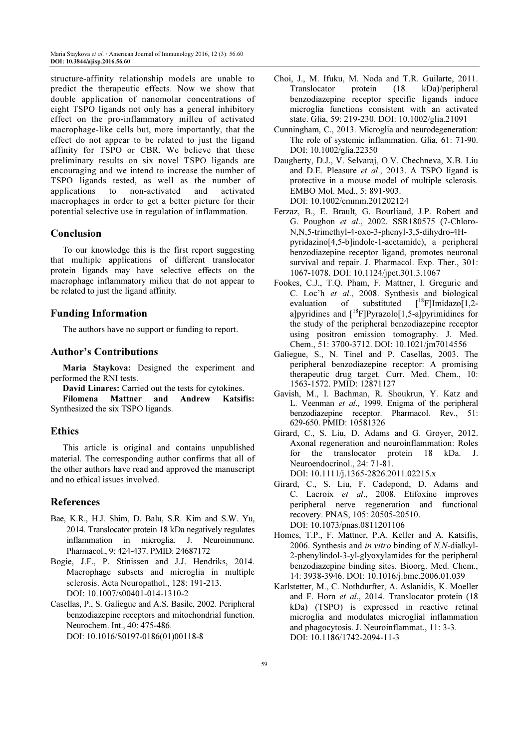structure-affinity relationship models are unable to predict the therapeutic effects. Now we show that double application of nanomolar concentrations of eight TSPO ligands not only has a general inhibitory effect on the pro-inflammatory milleu of activated macrophage-like cells but, more importantly, that the effect do not appear to be related to just the ligand affinity for TSPO or CBR. We believe that these preliminary results on six novel TSPO ligands are encouraging and we intend to increase the number of TSPO ligands tested, as well as the number of applications to non-activated and activated macrophages in order to get a better picture for their potential selective use in regulation of inflammation.

## Conclusion

To our knowledge this is the first report suggesting that multiple applications of different translocator protein ligands may have selective effects on the macrophage inflammatory milieu that do not appear to be related to just the ligand affinity.

## Funding Information

The authors have no support or funding to report.

## Author's Contributions

**Maria Staykova:** Designed the experiment and performed the RNI tests.

**David Linares:** Carried out the tests for cytokines.

**Filomena Mattner and Andrew Katsifis:** Synthesized the six TSPO ligands.

## Ethics

This article is original and contains unpublished material. The corresponding author confirms that all of the other authors have read and approved the manuscript and no ethical issues involved.

## References

Bae, K.R., H.J. Shim, D. Balu, S.R. Kim and S.W. Yu, 2014. Translocator protein 18 kDa negatively regulates inflammation in microglia. J. Neuroimmune. Pharmacol., 9: 424-437. PMID: 24687172

Bogie, J.F., P. Stinissen and J.J. Hendriks, 2014. Macrophage subsets and microglia in multiple sclerosis. Acta Neuropathol., 128: 191-213. DOI: 10.1007/s00401-014-1310-2

Casellas, P., S. Galiegue and A.S. Basile, 2002. Peripheral benzodiazepine receptors and mitochondrial function. Neurochem. Int., 40: 475-486. DOI: 10.1016/S0197-0186(01)00118-8

Choi, J., M. Ifuku, M. Noda and T.R. Guilarte, 2011. Translocator protein (18 kDa)/peripheral benzodiazepine receptor specific ligands induce microglia functions consistent with an activated state. Glia, 59: 219-230. DOI: 10.1002/glia.21091

Cunningham, C., 2013. Microglia and neurodegeneration: The role of systemic inflammation. Glia, 61: 71-90. DOI: 10.1002/glia.22350

Daugherty, D.J., V. Selvaraj, O.V. Chechneva, X.B. Liu and D.E. Pleasure *et al*., 2013. A TSPO ligand is protective in a mouse model of multiple sclerosis. EMBO Mol. Med., 5: 891-903. DOI: 10.1002/emmm.201202124

Ferzaz, B., E. Brault, G. Bourliaud, J.P. Robert and G. Poughon *et al*., 2002. SSR180575 (7-Chloro-N,N,5-trimethyl-4-oxo-3-phenyl-3,5-dihydro-4H-pyridazino[4,5-b]indole-1-acetamide), a peripheral benzodiazepine receptor ligand, promotes neuronal survival and repair. J. Pharmacol. Exp. Ther., 301: 1067-1078. DOI: 10.1124/jpet.301.3.1067

Fookes, C.J., T.Q. Pham, F. Mattner, I. Greguric and C. Loc'h *et al*., 2008. Synthesis and biological evaluation of substituted [$^{18}$F]Imidazo[1,2-a]pyridines and [$^{18}$F]Pyrazolo[1,5-a]pyrimidines for the study of the peripheral benzodiazepine receptor using positron emission tomography. J. Med. Chem., 51: 3700-3712. DOI: 10.1021/jm7014556

Galiegue, S., N. Tinel and P. Casellas, 2003. The peripheral benzodiazepine receptor: A promising therapeutic drug target. Curr. Med. Chem., 10: 1563-1572. PMID: 12871127

Gavish, M., I. Bachman, R. Shoukrun, Y. Katz and L. Veenman *et al*., 1999. Enigma of the peripheral benzodiazepine receptor. Pharmacol. Rev., 51: 629-650. PMID: 10581326

Girard, C., S. Liu, D. Adams and G. Groyer, 2012. Axonal regeneration and neuroinflammation: Roles for the translocator protein 18 kDa. J. Neuroendocrinol., 24: 71-81. DOI: 10.1111/j.1365-2826.2011.02215.x

Girard, C., S. Liu, F. Cadepond, D. Adams and C. Lacroix *et al*., 2008. Etifoxine improves peripheral nerve regeneration and functional recovery. PNAS, 105: 20505-20510. DOI: 10.1073/pnas.0811201106

Homes, T.P., F. Mattner, P.A. Keller and A. Katsifis, 2006. Synthesis and *in vitro* binding of *N,N*-dialkyl-2-phenylindol-3-yl-glyoxylamides for the peripheral benzodiazepine binding sites. Bioorg. Med. Chem., 14: 3938-3946. DOI: 10.1016/j.bmc.2006.01.039

Karlstetter, M., C. Nothdurfter, A. Aslanidis, K. Moeller and F. Horn *et al*., 2014. Translocator protein (18 kDa) (TSPO) is expressed in reactive retinal microglia and modulates microglial inflammation and phagocytosis. J. Neuroinflammat., 11: 3-3. DOI: 10.1186/1742-2094-11-3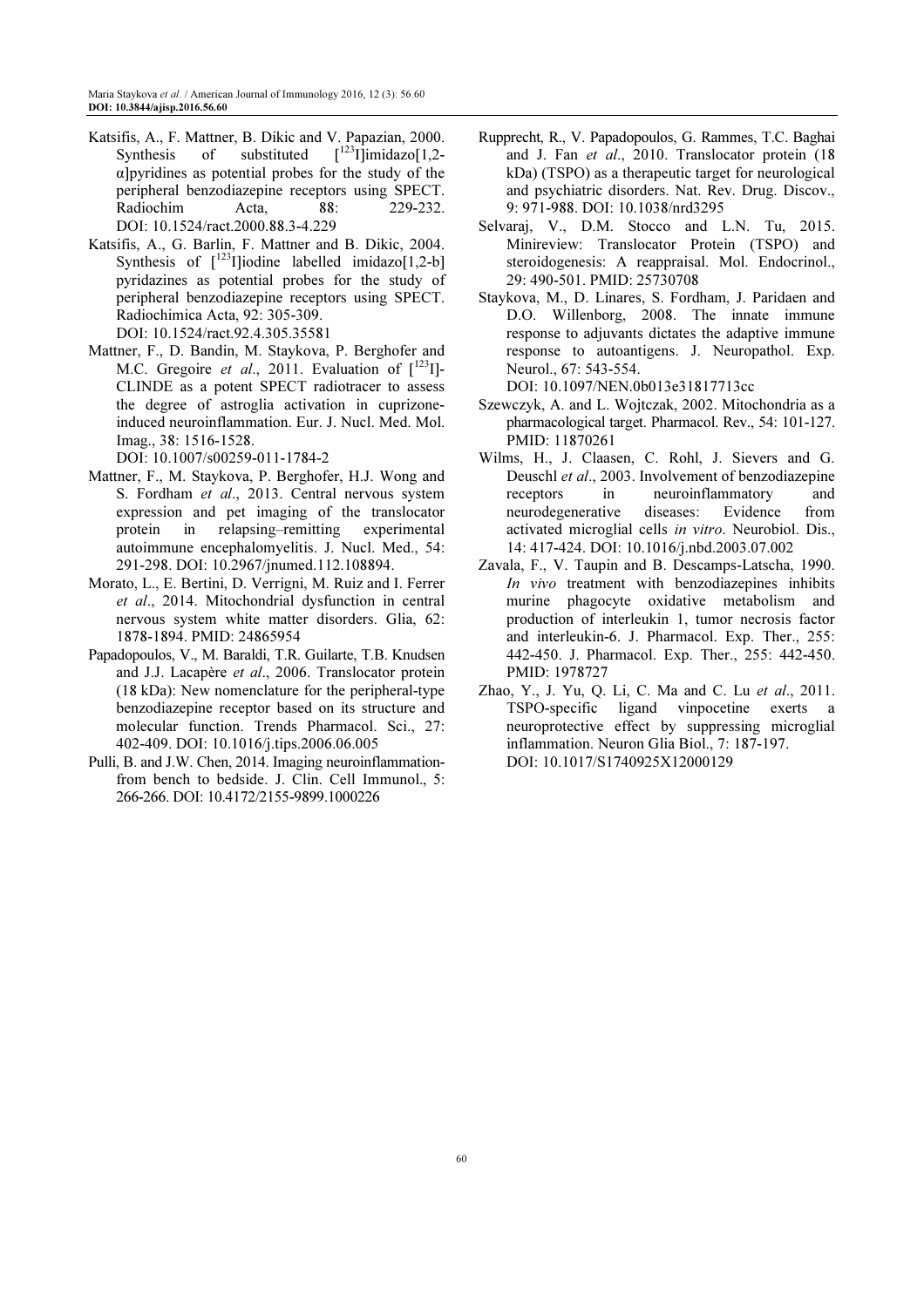Katsifis, A., F. Mattner, B. Dikic and V. Papazian, 2000. Synthesis of substituted [$^{123}$I]imidazo[1,2-α]pyridines as potential probes for the study of the peripheral benzodiazepine receptors using SPECT. Radiochim Acta, 88: 229-232. DOI: 10.1524/ract.2000.88.3-4.229

Katsifis, A., G. Barlin, F. Mattner and B. Dikic, 2004. Synthesis of [$^{123}$I]iodine labelled imidazo[1,2-b] pyridazines as potential probes for the study of peripheral benzodiazepine receptors using SPECT. Radiochimica Acta, 92: 305-309. DOI: 10.1524/ract.92.4.305.35581

Mattner, F., D. Bandin, M. Staykova, P. Berghofer and M.C. Gregoire *et al*., 2011. Evaluation of [$^{123}$I]-CLINDE as a potent SPECT radiotracer to assess the degree of astroglia activation in cuprizone-induced neuroinflammation. Eur. J. Nucl. Med. Mol. Imag., 38: 1516-1528. DOI: 10.1007/s00259-011-1784-2

Mattner, F., M. Staykova, P. Berghofer, H.J. Wong and S. Fordham *et al*., 2013. Central nervous system expression and pet imaging of the translocator protein in relapsing–remitting experimental autoimmune encephalomyelitis. J. Nucl. Med., 54: 291-298. DOI: 10.2967/jnumed.112.108894.

Morato, L., E. Bertini, D. Verrigni, M. Ruiz and I. Ferrer *et al*., 2014. Mitochondrial dysfunction in central nervous system white matter disorders. Glia, 62: 1878-1894. PMID: 24865954

Papadopoulos, V., M. Baraldi, T.R. Guilarte, T.B. Knudsen and J.J. Lacapère *et al*., 2006. Translocator protein (18 kDa): New nomenclature for the peripheral-type benzodiazepine receptor based on its structure and molecular function. Trends Pharmacol. Sci., 27: 402-409. DOI: 10.1016/j.tips.2006.06.005

Pulli, B. and J.W. Chen, 2014. Imaging neuroinflammation-from bench to bedside. J. Clin. Cell Immunol., 5: 266-266. DOI: 10.4172/2155-9899.1000226

Rupprecht, R., V. Papadopoulos, G. Rammes, T.C. Baghai and J. Fan *et al*., 2010. Translocator protein (18 kDa) (TSPO) as a therapeutic target for neurological and psychiatric disorders. Nat. Rev. Drug. Discov., 9: 971-988. DOI: 10.1038/nrd3295

Selvaraj, V., D.M. Stocco and L.N. Tu, 2015. Minireview: Translocator Protein (TSPO) and steroidogenesis: A reappraisal. Mol. Endocrinol., 29: 490-501. PMID: 25730708

Staykova, M., D. Linares, S. Fordham, J. Paridaen and D.O. Willenborg, 2008. The innate immune response to adjuvants dictates the adaptive immune response to autoantigens. J. Neuropathol. Exp. Neurol., 67: 543-554. DOI: 10.1097/NEN.0b013e31817713cc

Szewczyk, A. and L. Wojtczak, 2002. Mitochondria as a pharmacological target. Pharmacol. Rev., 54: 101-127. PMID: 11870261

Wilms, H., J. Claasen, C. Rohl, J. Sievers and G. Deuschl *et al*., 2003. Involvement of benzodiazepine receptors in neuroinflammatory and neurodegenerative diseases: Evidence from activated microglial cells *in vitro*. Neurobiol. Dis., 14: 417-424. DOI: 10.1016/j.nbd.2003.07.002

Zavala, F., V. Taupin and B. Descamps-Latscha, 1990. *In vivo* treatment with benzodiazepines inhibits murine phagocyte oxidative metabolism and production of interleukin 1, tumor necrosis factor and interleukin-6. J. Pharmacol. Exp. Ther., 255: 442-450. J. Pharmacol. Exp. Ther., 255: 442-450. PMID: 1978727

Zhao, Y., J. Yu, Q. Li, C. Ma and C. Lu *et al*., 2011. TSPO-specific ligand vinpocetine exerts a neuroprotective effect by suppressing microglial inflammation. Neuron Glia Biol., 7: 187-197. DOI: 10.1017/S1740925X12000129